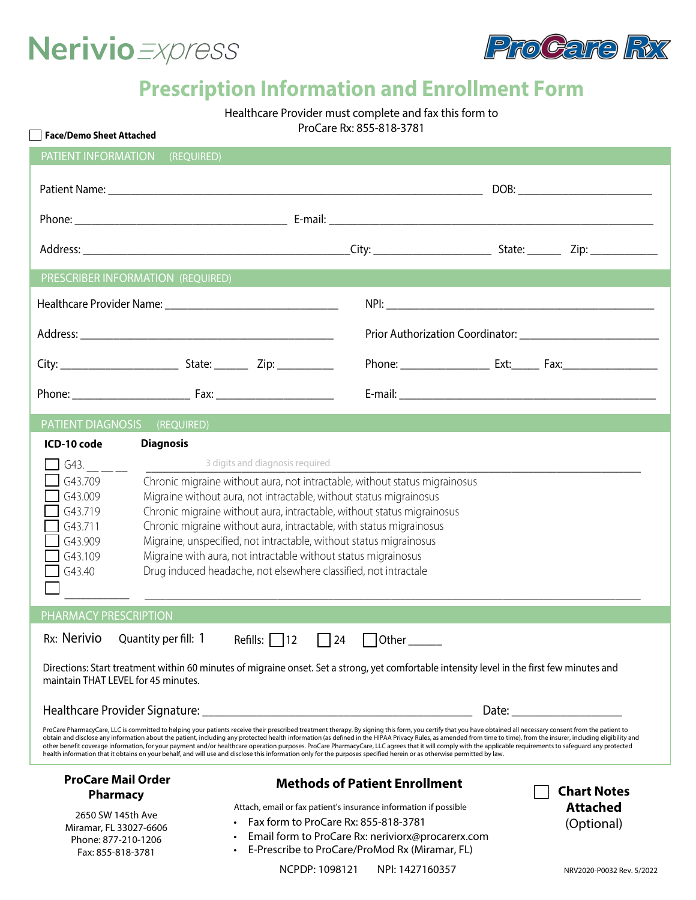Nerivio express

ProCare Rx

# Prescription Information and Enrollment Form

Healthcare Provider must complete and fax this form to ProCare Rx: 855-818-3781

☐ **Face/Demo Sheet Attached**

## PATIENT INFORMATION (REQUIRED)

Patient Name: ______________________________ DOB: ______________

Phone: ______________________ E-mail: ______________________________

Address: ______________________________ City: ______________ State: ______ Zip: __________

## PRESCRIBER INFORMATION (REQUIRED)

Healthcare Provider Name: ______________________ NPI: ______________________

Address: ______________________________ Prior Authorization Coordinator: ______________________

City: ______________ State: ______ Zip: __________ Phone: ______________ Ext: _____ Fax: ______________

Phone: ______________ Fax: ______________ E-mail: ______________________

## PATIENT DIAGNOSIS (REQUIRED)

| ICD-10 code | Diagnosis |
|---|---|
| ☐ G43. __ __ __ | 3 digits and diagnosis required |
| ☐ G43.709 | Chronic migraine without aura, not intractable, without status migrainosus |
| ☐ G43.009 | Migraine without aura, not intractable, without status migrainosus |
| ☐ G43.719 | Chronic migraine without aura, intractable, without status migrainosus |
| ☐ G43.711 | Chronic migraine without aura, intractable, with status migrainosus |
| ☐ G43.909 | Migraine, unspecified, not intractable, without status migrainosus |
| ☐ G43.109 | Migraine with aura, not intractable without status migrainosus |
| ☐ G43.40 | Drug induced headache, not elsewhere classified, not intractale |
| ☐ __________ | ______________________________ |

## PHARMACY PRESCRIPTION

Rx: Nerivio Quantity per fill: 1 Refills: ☐ 12 ☐ 24 ☐ Other ______

Directions: Start treatment within 60 minutes of migraine onset. Set a strong, yet comfortable intensity level in the first few minutes and maintain THAT LEVEL for 45 minutes.

Healthcare Provider Signature: ______________________________ Date: ______________

ProCare PharmacyCare, LLC is committed to helping your patients receive their prescribed treatment therapy. By signing this form, you certify that you have obtained all necessary consent from the patient to obtain and disclose any information about the patient, including any protected health information (as defined in the HIPAA Privacy Rules, as amended from time to time), from the insurer, including eligibility and other benefit coverage information, for your payment and/or healthcare operation purposes. ProCare PharmacyCare, LLC agrees that it will comply with the applicable requirements to safeguard any protected health information that it obtains on your behalf, and will use and disclose this information only for the purposes specified herein or as otherwise permitted by law.

**ProCare Mail Order Pharmacy**

2650 SW 145th Ave
Miramar, FL 33027-6606
Phone: 877-210-1206
Fax: 855-818-3781

**Methods of Patient Enrollment**

Attach, email or fax patient's insurance information if possible

- Fax form to ProCare Rx: 855-818-3781
- Email form to ProCare Rx: neriviorx@procarerx.com
- E-Prescribe to ProCare/ProMod Rx (Miramar, FL)

NCPDP: 1098121 NPI: 1427160357

☐ **Chart Notes Attached** (Optional)

NRV2020-P0032 Rev. 5/2022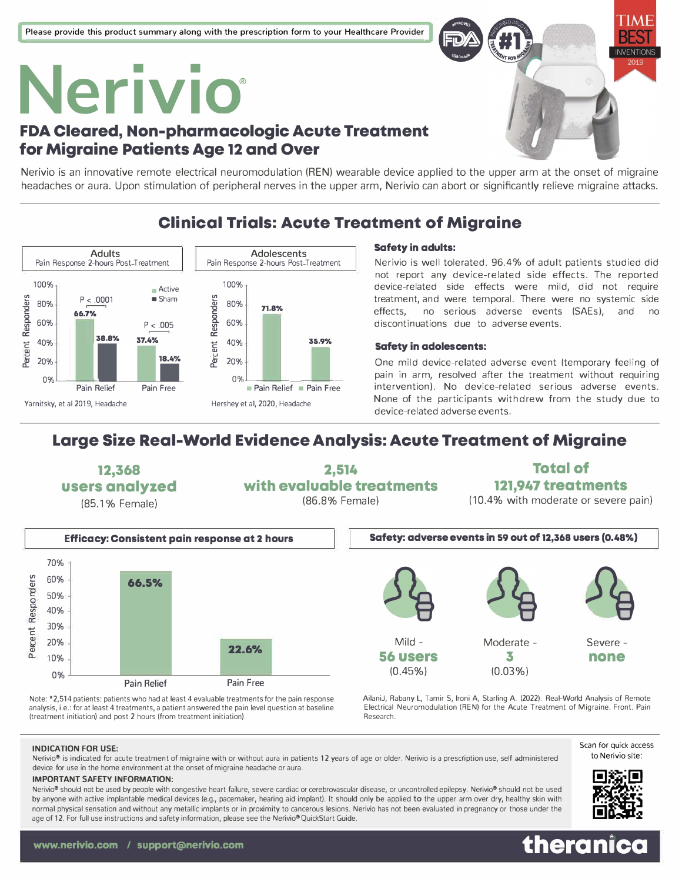Please provide this product summary along with the prescription form to your Healthcare Provider

APPROVED FDA

#1 PRESCRIBED DRUG-FREE TREATMENT FOR MIGRAINE

TIME BEST INVENTIONS 2019

# Nerivio®

## FDA Cleared, Non-pharmacologic Acute Treatment for Migraine Patients Age 12 and Over

Nerivio is an innovative remote electrical neuromodulation (REN) wearable device applied to the upper arm at the onset of migraine headaches or aura. Upon stimulation of peripheral nerves in the upper arm, Nerivio can abort or significantly relieve migraine attacks.

## Clinical Trials: Acute Treatment of Migraine

Adults
Pain Response 2-hours Post-Treatment

Percent Responders
100%
80%
60%
40%
20%
0%
Active
Sham
P < .0001
66.7%
38.8%
P < .005
37.4%
18.4%
Pain Relief
Pain Free

Yarnitsky, et al 2019, Headache

Adolescents
Pain Response 2-hours Post-Treatment

Percent Responders
100%
80%
60%
40%
20%
0%
71.8%
35.9%
Pain Relief
Pain Free

Hershey et al, 2020, Headache

### Safety in adults:

Nerivio is well tolerated. 96.4% of adult patients studied did not report any device-related side effects. The reported device-related side effects were mild, did not require treatment, and were temporal. There were no systemic side effects, no serious adverse events (SAEs), and no discontinuations due to adverse events.

### Safety in adolescents:

One mild device-related adverse event (temporary feeling of pain in arm, resolved after the treatment without requiring intervention). No device-related serious adverse events. None of the participants withdrew from the study due to device-related adverse events.

## Large Size Real-World Evidence Analysis: Acute Treatment of Migraine

**12,368 users analyzed**
(85.1% Female)

**2,514 with evaluable treatments**
(86.8% Female)

**Total of 121,947 treatments**
(10.4% with moderate or severe pain)

**Efficacy: Consistent pain response at 2 hours**

Percent Responders
70%
60%
50%
40%
30%
20%
10%
0%
66.5%
22.6%
Pain Relief
Pain Free

Note: *2,514 patients: patients who had at least 4 evaluable treatments for the pain response analysis, i.e.: for at least 4 treatments, a patient answered the pain level question at baseline (treatment initiation) and post 2 hours (from treatment initiation).

**Safety: adverse events in 59 out of 12,368 users (0.48%)**

Mild - **56 users** (0.45%)

Moderate - **3** (0.03%)

Severe - **none**

AilaniJ, Rabany L, Tamir S, Ironi A, Starling A. (2022). Real-World Analysis of Remote Electrical Neuromodulation (REN) for the Acute Treatment of Migraine. Front. Pain Research.

**INDICATION FOR USE:**
Nerivio® is indicated for acute treatment of migraine with or without aura in patients 12 years of age or older. Nerivio is a prescription use, self administered device for use in the home environment at the onset of migraine headache or aura.

**IMPORTANT SAFETY INFORMATION:**
Nerivio® should not be used by people with congestive heart failure, severe cardiac or cerebrovascular disease, or uncontrolled epilepsy. Nerivio® should not be used by anyone with active implantable medical devices (e.g., pacemaker, hearing aid implant). It should only be applied to the upper arm over dry, healthy skin with normal physical sensation and without any metallic implants or in proximity to cancerous lesions. Nerivio has not been evaluated in pregnancy or those under the age of 12. For full use instructions and safety information, please see the Nerivio® QuickStart Guide.

Scan for quick access to Nerivio site:

www.nerivio.com / support@nerivio.com

theranica